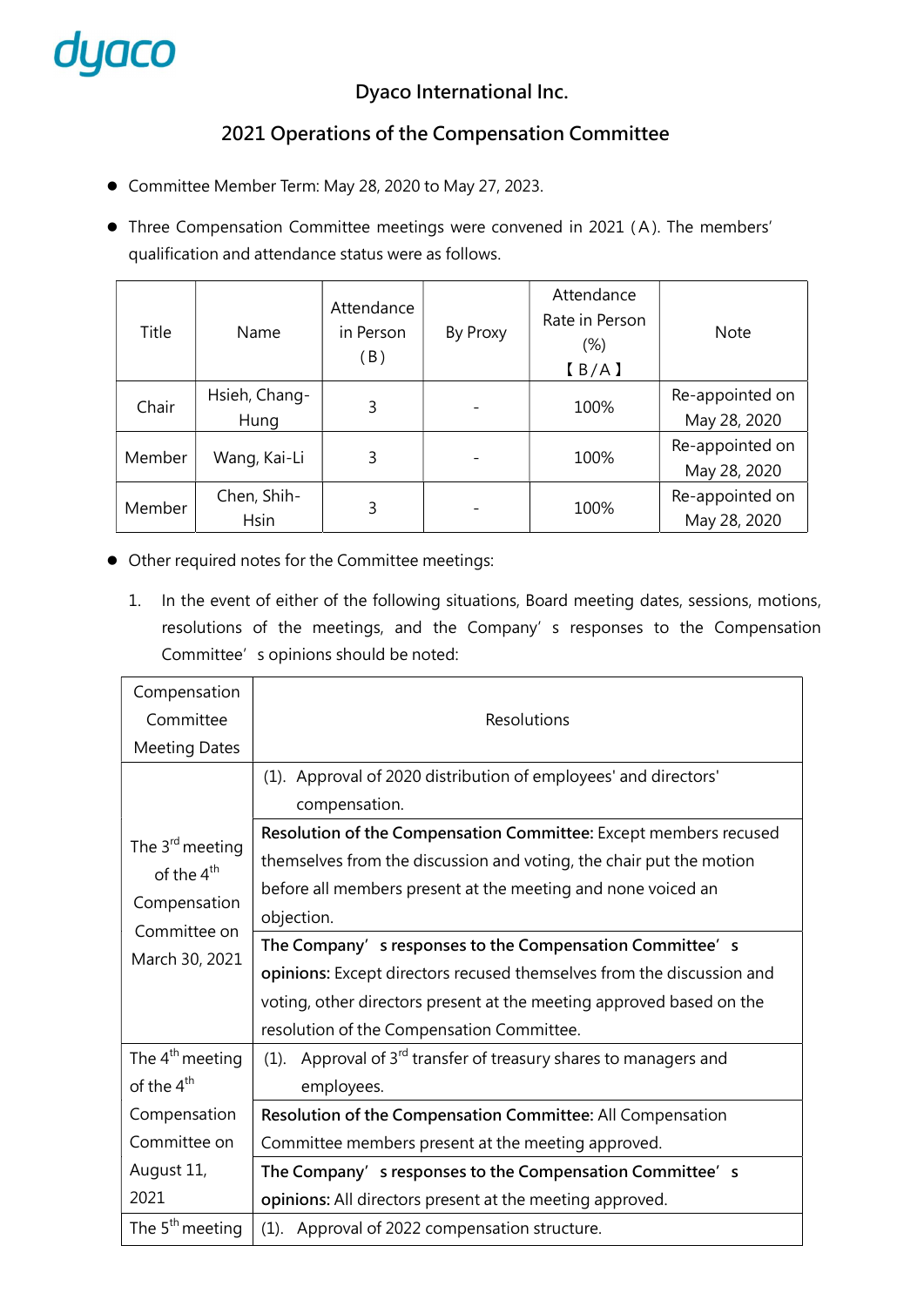dyaco

# Dyaco International Inc.

## 2021 Operations of the Compensation Committee

- Committee Member Term: May 28, 2020 to May 27, 2023.
- Three Compensation Committee meetings were convened in 2021 (A). The members' qualification and attendance status were as follows.

| Title | Name | Attendance in Person (B) | By Proxy | Attendance Rate in Person (%) 【B/A】 | Note |
|---|---|---|---|---|---|
| Chair | Hsieh, Chang-Hung | 3 | - | 100% | Re-appointed on May 28, 2020 |
| Member | Wang, Kai-Li | 3 | - | 100% | Re-appointed on May 28, 2020 |
| Member | Chen, Shih-Hsin | 3 | - | 100% | Re-appointed on May 28, 2020 |

- Other required notes for the Committee meetings:

1. In the event of either of the following situations, Board meeting dates, sessions, motions, resolutions of the meetings, and the Company's responses to the Compensation Committee's opinions should be noted:

| Compensation Committee Meeting Dates | Resolutions |
|---|---|
| The 3rd meeting of the 4th Compensation Committee on March 30, 2021 | (1). Approval of 2020 distribution of employees' and directors' compensation. |
| | **Resolution of the Compensation Committee:** Except members recused themselves from the discussion and voting, the chair put the motion before all members present at the meeting and none voiced an objection. |
| | **The Company's responses to the Compensation Committee's opinions:** Except directors recused themselves from the discussion and voting, other directors present at the meeting approved based on the resolution of the Compensation Committee. |
| The 4th meeting of the 4th Compensation Committee on August 11, 2021 | (1). Approval of 3rd transfer of treasury shares to managers and employees. |
| | **Resolution of the Compensation Committee:** All Compensation Committee members present at the meeting approved. |
| | **The Company's responses to the Compensation Committee's opinions:** All directors present at the meeting approved. |
| The 5th meeting | (1). Approval of 2022 compensation structure. |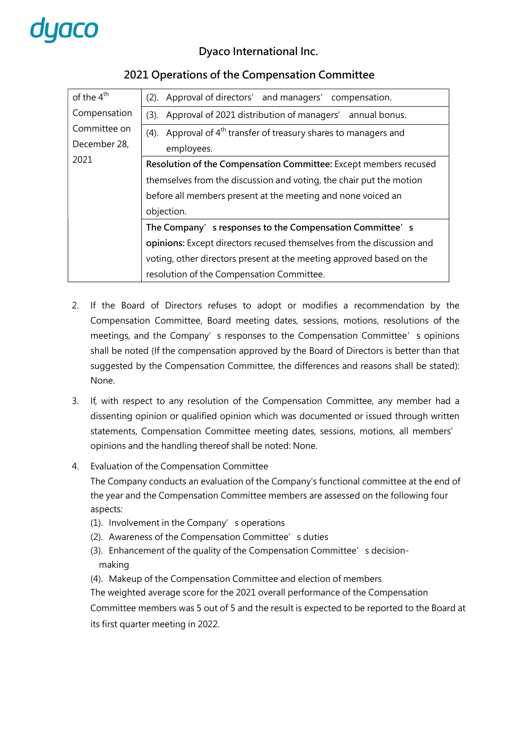# Dyaco International Inc.

## 2021 Operations of the Compensation Committee

| | |
|---|---|
| of the 4th Compensation Committee on December 28, 2021 | (2). Approval of directors' and managers' compensation. |
| | (3). Approval of 2021 distribution of managers' annual bonus. |
| | (4). Approval of 4th transfer of treasury shares to managers and employees. |
| | **Resolution of the Compensation Committee:** Except members recused themselves from the discussion and voting, the chair put the motion before all members present at the meeting and none voiced an objection. |
| | **The Company's responses to the Compensation Committee's opinions:** Except directors recused themselves from the discussion and voting, other directors present at the meeting approved based on the resolution of the Compensation Committee. |

2. If the Board of Directors refuses to adopt or modifies a recommendation by the Compensation Committee, Board meeting dates, sessions, motions, resolutions of the meetings, and the Company's responses to the Compensation Committee's opinions shall be noted (If the compensation approved by the Board of Directors is better than that suggested by the Compensation Committee, the differences and reasons shall be stated): None.

3. If, with respect to any resolution of the Compensation Committee, any member had a dissenting opinion or qualified opinion which was documented or issued through written statements, Compensation Committee meeting dates, sessions, motions, all members' opinions and the handling thereof shall be noted: None.

4. Evaluation of the Compensation Committee

   The Company conducts an evaluation of the Company's functional committee at the end of the year and the Compensation Committee members are assessed on the following four aspects:

   (1). Involvement in the Company's operations

   (2). Awareness of the Compensation Committee's duties

   (3). Enhancement of the quality of the Compensation Committee's decision-making

   (4). Makeup of the Compensation Committee and election of members

   The weighted average score for the 2021 overall performance of the Compensation Committee members was 5 out of 5 and the result is expected to be reported to the Board at its first quarter meeting in 2022.